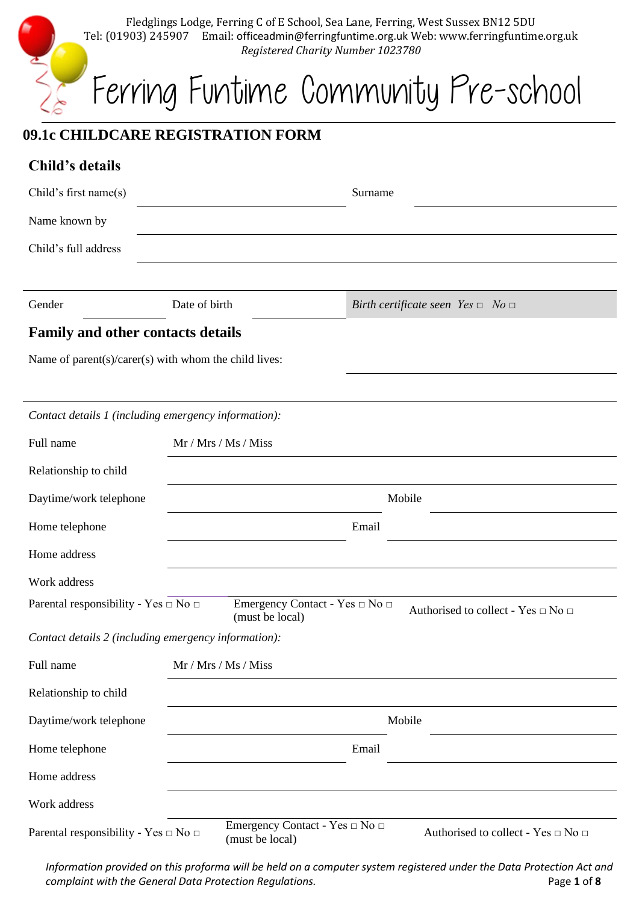Fledglings Lodge, Ferring C of E School, Sea Lane, Ferring, West Sussex BN12 5DU
Tel: (01903) 245907 Email: officeadmin@ferringfuntime.org.uk Web: www.ferringfuntime.org.uk
*Registered Charity Number 1023780*

# Ferring Funtime Community Pre-school

## 09.1c CHILDCARE REGISTRATION FORM

### Child's details

Child's first name(s) ______________________ Surname ______________________

Name known by ______________________

Child's full address ______________________

______________________

Gender __________ Date of birth __________ *Birth certificate seen Yes □ No □*

### Family and other contacts details

Name of parent(s)/carer(s) with whom the child lives: ______________________

______________________

*Contact details 1 (including emergency information):*

Full name Mr / Mrs / Ms / Miss ______________________

Relationship to child ______________________

Daytime/work telephone ______________________ Mobile ______________________

Home telephone ______________________ Email ______________________

Home address ______________________

Work address ______________________

Parental responsibility - Yes □ No □ Emergency Contact - Yes □ No □ (must be local) Authorised to collect - Yes □ No □

*Contact details 2 (including emergency information):*

Full name Mr / Mrs / Ms / Miss ______________________

Relationship to child ______________________

Daytime/work telephone ______________________ Mobile ______________________

Home telephone ______________________ Email ______________________

Home address ______________________

Work address ______________________

Parental responsibility - Yes □ No □ Emergency Contact - Yes □ No □ (must be local) Authorised to collect - Yes □ No □

*Information provided on this proforma will be held on a computer system registered under the Data Protection Act and complaint with the General Data Protection Regulations.*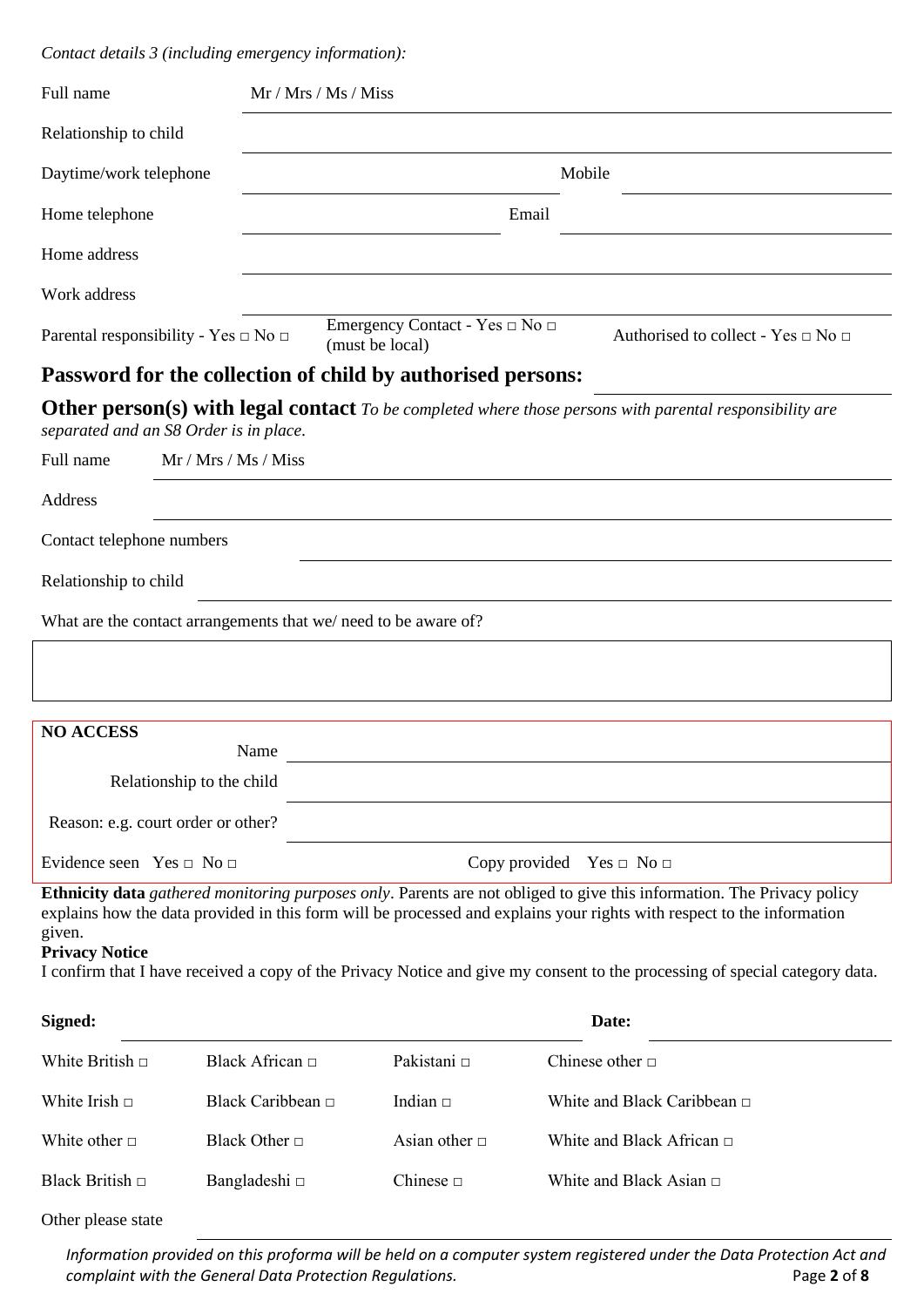*Contact details 3 (including emergency information):*

Full name Mr / Mrs / Ms / Miss

Relationship to child

Daytime/work telephone Mobile

Home telephone Email

Home address

Work address

Parental responsibility - Yes □ No □ Emergency Contact - Yes □ No □ (must be local) Authorised to collect - Yes □ No □

## Password for the collection of child by authorised persons:

**Other person(s) with legal contact** *To be completed where those persons with parental responsibility are separated and an S8 Order is in place.*

Full name Mr / Mrs / Ms / Miss

Address

Contact telephone numbers

Relationship to child

What are the contact arrangements that we/ need to be aware of?

**NO ACCESS**

Name

Relationship to the child

Reason: e.g. court order or other?

Evidence seen Yes □ No □ Copy provided Yes □ No □

**Ethnicity data** *gathered monitoring purposes only*. Parents are not obliged to give this information. The Privacy policy explains how the data provided in this form will be processed and explains your rights with respect to the information given.

**Privacy Notice**

I confirm that I have received a copy of the Privacy Notice and give my consent to the processing of special category data.

**Signed:** **Date:**

| | | | |
|---|---|---|---|
| White British □ | Black African □ | Pakistani □ | Chinese other □ |
| White Irish □ | Black Caribbean □ | Indian □ | White and Black Caribbean □ |
| White other □ | Black Other □ | Asian other □ | White and Black African □ |
| Black British □ | Bangladeshi □ | Chinese □ | White and Black Asian □ |

Other please state

*Information provided on this proforma will be held on a computer system registered under the Data Protection Act and complaint with the General Data Protection Regulations.*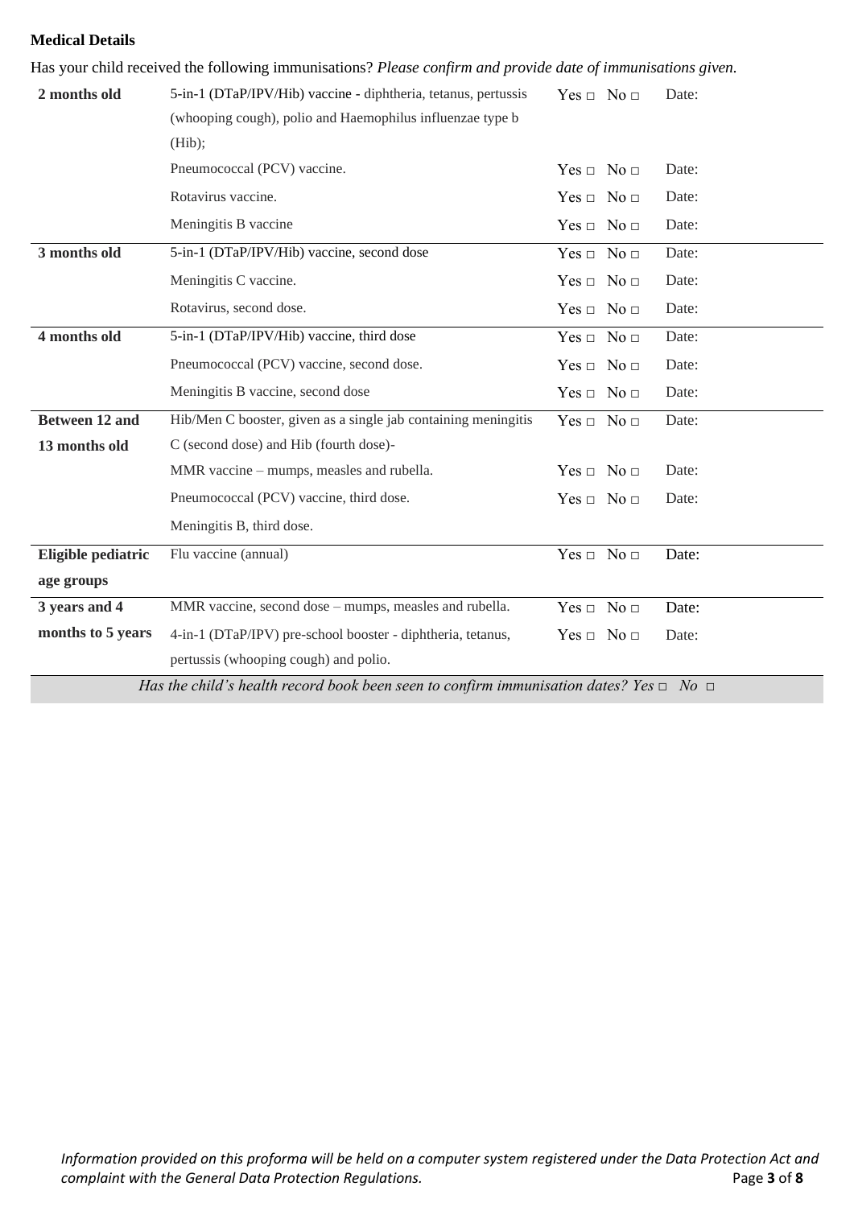**Medical Details**

Has your child received the following immunisations? *Please confirm and provide date of immunisations given.*

| Age | Immunisation | Yes / No | Date |
|---|---|---|---|
| **2 months old** | 5-in-1 (DTaP/IPV/Hib) vaccine - diphtheria, tetanus, pertussis (whooping cough), polio and Haemophilus influenzae type b (Hib); | Yes □ No □ | Date: |
| | Pneumococcal (PCV) vaccine. | Yes □ No □ | Date: |
| | Rotavirus vaccine. | Yes □ No □ | Date: |
| | Meningitis B vaccine | Yes □ No □ | Date: |
| **3 months old** | 5-in-1 (DTaP/IPV/Hib) vaccine, second dose | Yes □ No □ | Date: |
| | Meningitis C vaccine. | Yes □ No □ | Date: |
| | Rotavirus, second dose. | Yes □ No □ | Date: |
| **4 months old** | 5-in-1 (DTaP/IPV/Hib) vaccine, third dose | Yes □ No □ | Date: |
| | Pneumococcal (PCV) vaccine, second dose. | Yes □ No □ | Date: |
| | Meningitis B vaccine, second dose | Yes □ No □ | Date: |
| **Between 12 and 13 months old** | Hib/Men C booster, given as a single jab containing meningitis C (second dose) and Hib (fourth dose)- | Yes □ No □ | Date: |
| | MMR vaccine – mumps, measles and rubella. | Yes □ No □ | Date: |
| | Pneumococcal (PCV) vaccine, third dose. | Yes □ No □ | Date: |
| | Meningitis B, third dose. | | |
| **Eligible pediatric age groups** | Flu vaccine (annual) | Yes □ No □ | Date: |
| **3 years and 4 months to 5 years** | MMR vaccine, second dose – mumps, measles and rubella. | Yes □ No □ | Date: |
| | 4-in-1 (DTaP/IPV) pre-school booster - diphtheria, tetanus, pertussis (whooping cough) and polio. | Yes □ No □ | Date: |

*Has the child's health record book been seen to confirm immunisation dates? Yes □ No □*

*Information provided on this proforma will be held on a computer system registered under the Data Protection Act and complaint with the General Data Protection Regulations.*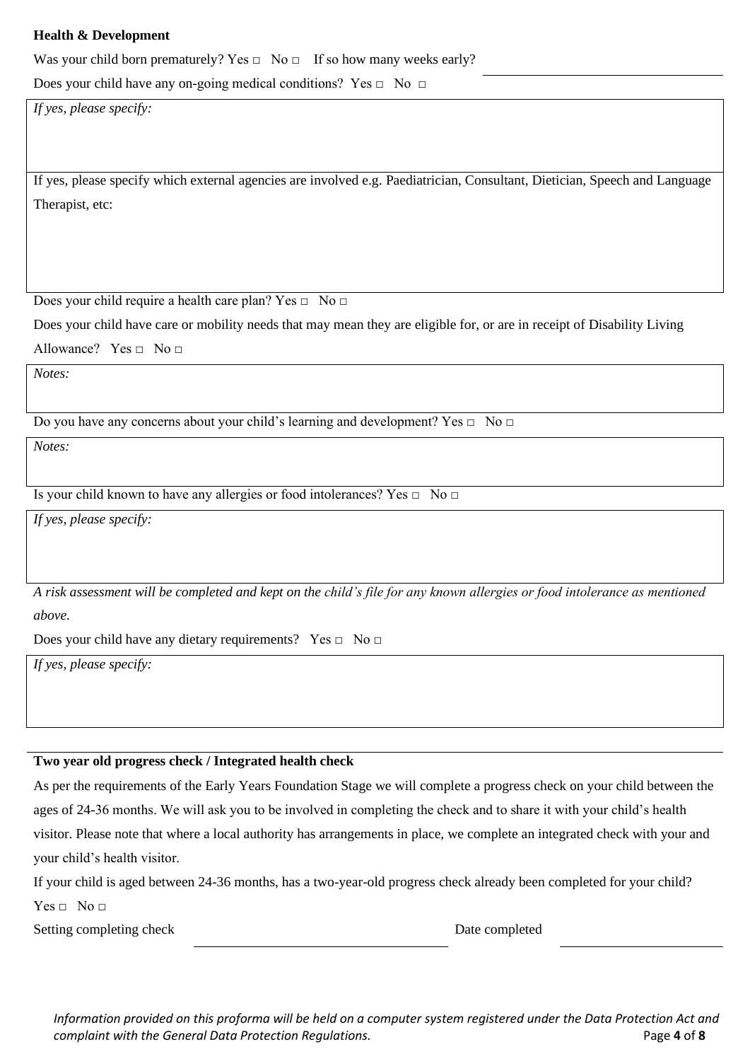**Health & Development**

Was your child born prematurely? Yes □ No □ If so how many weeks early? \_\_\_\_\_\_\_\_\_\_\_\_\_\_\_\_\_\_\_\_

Does your child have any on-going medical conditions? Yes □ No □

*If yes, please specify:*

If yes, please specify which external agencies are involved e.g. Paediatrician, Consultant, Dietician, Speech and Language Therapist, etc:

Does your child require a health care plan? Yes □ No □

Does your child have care or mobility needs that may mean they are eligible for, or are in receipt of Disability Living Allowance? Yes □ No □

*Notes:*

Do you have any concerns about your child's learning and development? Yes □ No □

*Notes:*

Is your child known to have any allergies or food intolerances? Yes □ No □

*If yes, please specify:*

*A risk assessment will be completed and kept on the child's file for any known allergies or food intolerance as mentioned above.*

Does your child have any dietary requirements? Yes □ No □

*If yes, please specify:*

**Two year old progress check / Integrated health check**

As per the requirements of the Early Years Foundation Stage we will complete a progress check on your child between the ages of 24-36 months. We will ask you to be involved in completing the check and to share it with your child's health visitor. Please note that where a local authority has arrangements in place, we complete an integrated check with your and your child's health visitor.

If your child is aged between 24-36 months, has a two-year-old progress check already been completed for your child?

Yes □ No □

Setting completing check \_\_\_\_\_\_\_\_\_\_\_\_\_\_\_\_\_\_\_\_ Date completed \_\_\_\_\_\_\_\_\_\_\_\_\_\_\_\_\_\_\_\_

*Information provided on this proforma will be held on a computer system registered under the Data Protection Act and complaint with the General Data Protection Regulations.*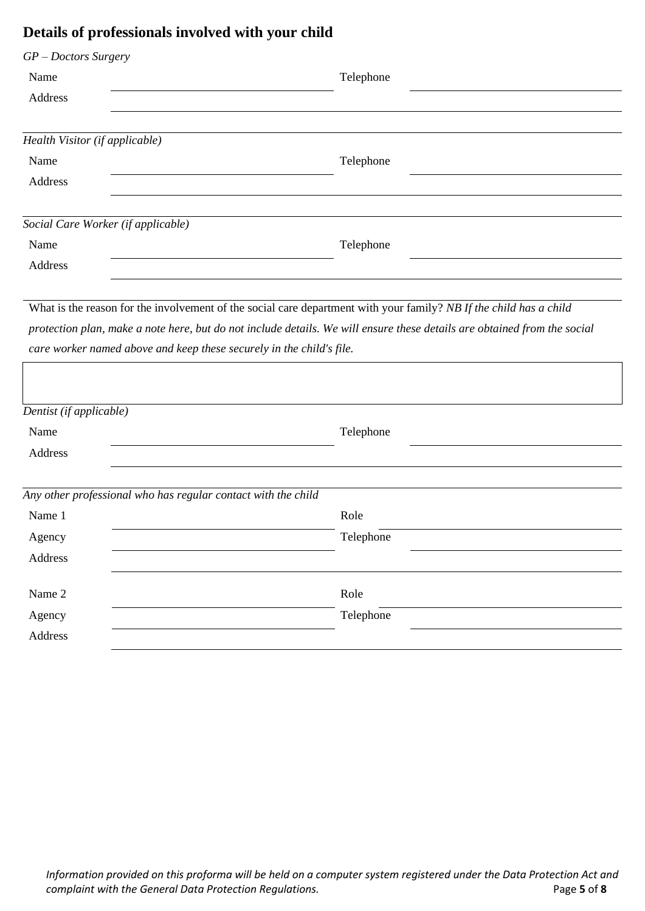## Details of professionals involved with your child

*GP – Doctors Surgery*

Name ______________________ Telephone ______________________

Address ______________________________________________

______________________________________________

*Health Visitor (if applicable)*

Name ______________________ Telephone ______________________

Address ______________________________________________

______________________________________________

*Social Care Worker (if applicable)*

Name ______________________ Telephone ______________________

Address ______________________________________________

______________________________________________

What is the reason for the involvement of the social care department with your family? *NB If the child has a child protection plan, make a note here, but do not include details. We will ensure these details are obtained from the social care worker named above and keep these securely in the child's file.*

| |
|---|
| |

*Dentist (if applicable)*

Name ______________________ Telephone ______________________

Address ______________________________________________

______________________________________________

*Any other professional who has regular contact with the child*

Name 1 ______________________ Role ______________________

Agency ______________________ Telephone ______________________

Address ______________________________________________

Name 2 ______________________ Role ______________________

Agency ______________________ Telephone ______________________

Address ______________________________________________

*Information provided on this proforma will be held on a computer system registered under the Data Protection Act and complaint with the General Data Protection Regulations.*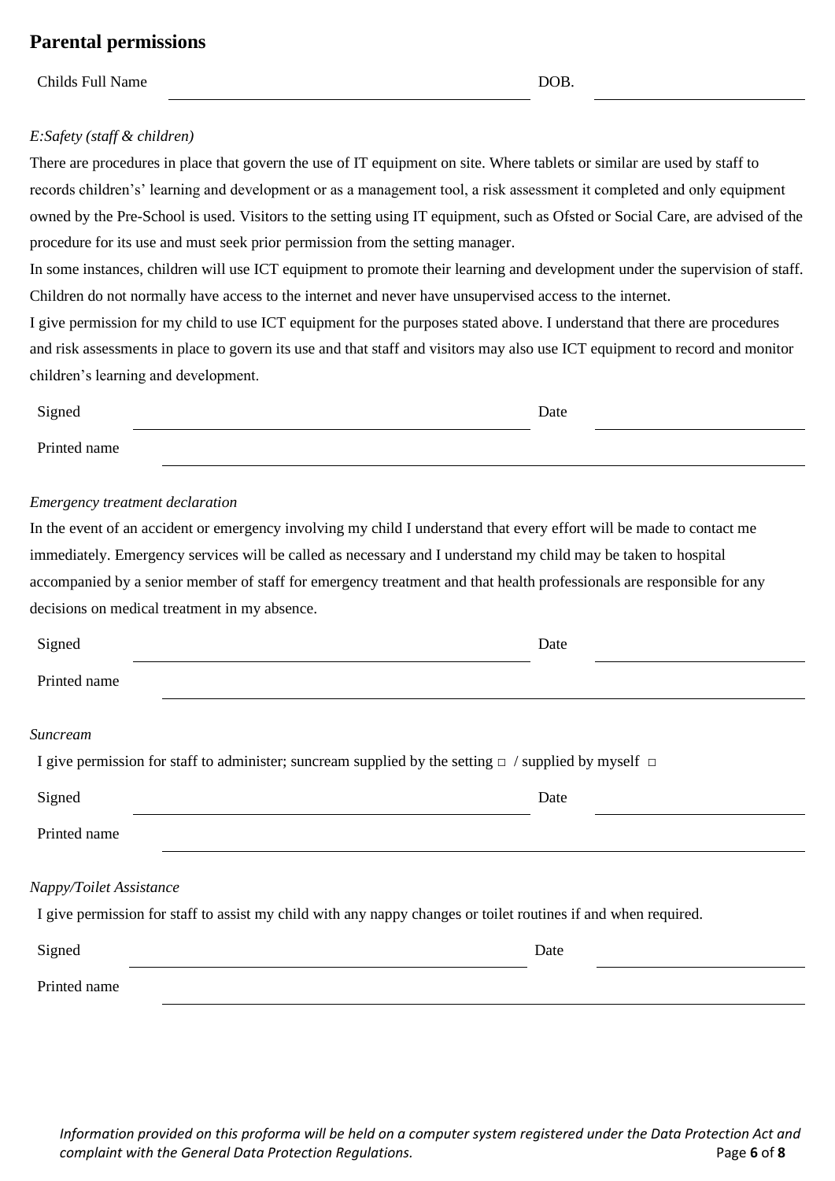## Parental permissions

Childs Full Name \_\_\_\_\_\_\_\_\_\_\_\_\_\_\_\_\_\_\_\_\_\_\_\_\_\_\_\_\_\_ DOB. \_\_\_\_\_\_\_\_\_\_\_\_\_\_\_\_\_\_\_\_

*E:Safety (staff & children)*

There are procedures in place that govern the use of IT equipment on site. Where tablets or similar are used by staff to records children's' learning and development or as a management tool, a risk assessment it completed and only equipment owned by the Pre-School is used. Visitors to the setting using IT equipment, such as Ofsted or Social Care, are advised of the procedure for its use and must seek prior permission from the setting manager.

In some instances, children will use ICT equipment to promote their learning and development under the supervision of staff. Children do not normally have access to the internet and never have unsupervised access to the internet.

I give permission for my child to use ICT equipment for the purposes stated above. I understand that there are procedures and risk assessments in place to govern its use and that staff and visitors may also use ICT equipment to record and monitor children's learning and development.

Signed \_\_\_\_\_\_\_\_\_\_\_\_\_\_\_\_\_\_\_\_\_\_\_\_\_\_\_\_\_\_ Date \_\_\_\_\_\_\_\_\_\_\_\_\_\_\_\_\_\_\_\_

Printed name \_\_\_\_\_\_\_\_\_\_\_\_\_\_\_\_\_\_\_\_\_\_\_\_\_\_\_\_\_\_\_\_\_\_\_\_\_\_\_\_\_\_

*Emergency treatment declaration*

In the event of an accident or emergency involving my child I understand that every effort will be made to contact me immediately. Emergency services will be called as necessary and I understand my child may be taken to hospital accompanied by a senior member of staff for emergency treatment and that health professionals are responsible for any decisions on medical treatment in my absence.

Signed \_\_\_\_\_\_\_\_\_\_\_\_\_\_\_\_\_\_\_\_\_\_\_\_\_\_\_\_\_\_ Date \_\_\_\_\_\_\_\_\_\_\_\_\_\_\_\_\_\_\_\_

Printed name \_\_\_\_\_\_\_\_\_\_\_\_\_\_\_\_\_\_\_\_\_\_\_\_\_\_\_\_\_\_\_\_\_\_\_\_\_\_\_\_\_\_

*Suncream*

I give permission for staff to administer; suncream supplied by the setting □ / supplied by myself □

Signed \_\_\_\_\_\_\_\_\_\_\_\_\_\_\_\_\_\_\_\_\_\_\_\_\_\_\_\_\_\_ Date \_\_\_\_\_\_\_\_\_\_\_\_\_\_\_\_\_\_\_\_

Printed name \_\_\_\_\_\_\_\_\_\_\_\_\_\_\_\_\_\_\_\_\_\_\_\_\_\_\_\_\_\_\_\_\_\_\_\_\_\_\_\_\_\_

*Nappy/Toilet Assistance*

I give permission for staff to assist my child with any nappy changes or toilet routines if and when required.

Signed \_\_\_\_\_\_\_\_\_\_\_\_\_\_\_\_\_\_\_\_\_\_\_\_\_\_\_\_\_\_ Date \_\_\_\_\_\_\_\_\_\_\_\_\_\_\_\_\_\_\_\_

Printed name \_\_\_\_\_\_\_\_\_\_\_\_\_\_\_\_\_\_\_\_\_\_\_\_\_\_\_\_\_\_\_\_\_\_\_\_\_\_\_\_\_\_

*Information provided on this proforma will be held on a computer system registered under the Data Protection Act and complaint with the General Data Protection Regulations.*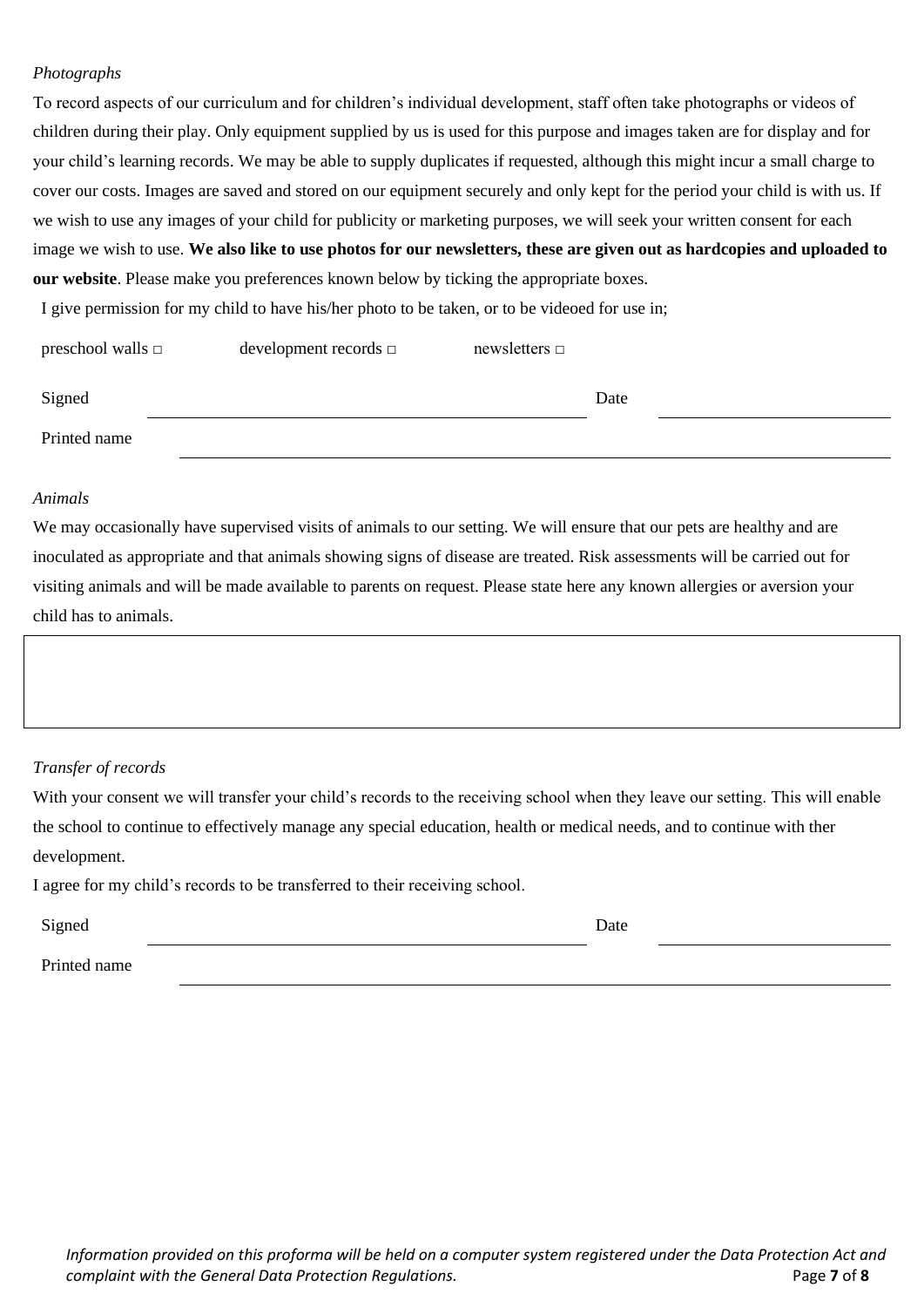*Photographs*

To record aspects of our curriculum and for children's individual development, staff often take photographs or videos of children during their play. Only equipment supplied by us is used for this purpose and images taken are for display and for your child's learning records. We may be able to supply duplicates if requested, although this might incur a small charge to cover our costs. Images are saved and stored on our equipment securely and only kept for the period your child is with us. If we wish to use any images of your child for publicity or marketing purposes, we will seek your written consent for each image we wish to use. **We also like to use photos for our newsletters, these are given out as hardcopies and uploaded to our website**. Please make you preferences known below by ticking the appropriate boxes.

I give permission for my child to have his/her photo to be taken, or to be videoed for use in;

preschool walls □ development records □ newsletters □

Signed ______________________________ Date ______________

Printed name ______________________________

*Animals*

We may occasionally have supervised visits of animals to our setting. We will ensure that our pets are healthy and are inoculated as appropriate and that animals showing signs of disease are treated. Risk assessments will be carried out for visiting animals and will be made available to parents on request. Please state here any known allergies or aversion your child has to animals.

| |
|---|
| |

*Transfer of records*

With your consent we will transfer your child's records to the receiving school when they leave our setting. This will enable the school to continue to effectively manage any special education, health or medical needs, and to continue with ther development.

I agree for my child's records to be transferred to their receiving school.

Signed ______________________________ Date ______________

Printed name ______________________________

*Information provided on this proforma will be held on a computer system registered under the Data Protection Act and complaint with the General Data Protection Regulations.*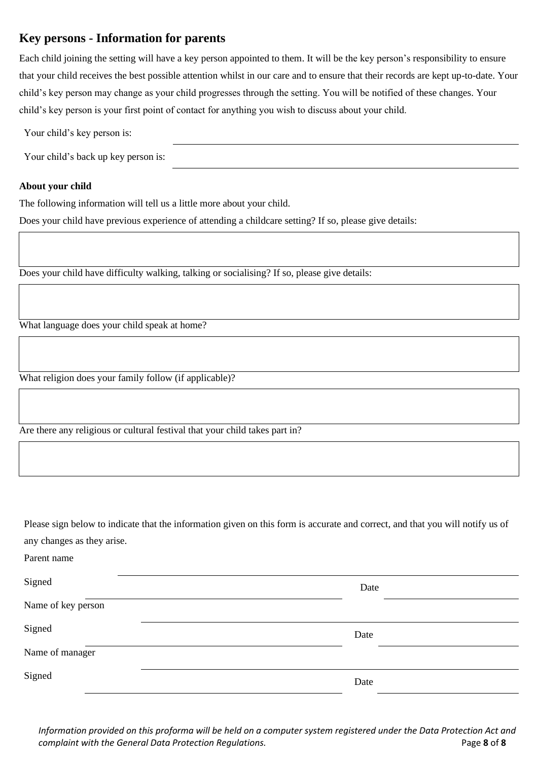## Key persons - Information for parents

Each child joining the setting will have a key person appointed to them. It will be the key person's responsibility to ensure that your child receives the best possible attention whilst in our care and to ensure that their records are kept up-to-date. Your child's key person may change as your child progresses through the setting. You will be notified of these changes. Your child's key person is your first point of contact for anything you wish to discuss about your child.

Your child's key person is: ______________________________

Your child's back up key person is: ______________________________

**About your child**

The following information will tell us a little more about your child.

Does your child have previous experience of attending a childcare setting? If so, please give details:

| |
|---|
| |

Does your child have difficulty walking, talking or socialising? If so, please give details:

| |
|---|
| |

What language does your child speak at home?

| |
|---|
| |

What religion does your family follow (if applicable)?

| |
|---|
| |

Are there any religious or cultural festival that your child takes part in?

| |
|---|
| |

Please sign below to indicate that the information given on this form is accurate and correct, and that you will notify us of any changes as they arise.

Parent name ______________________________

Signed ______________________________ Date ______________

Name of key person ______________________________

Signed ______________________________ Date ______________

Name of manager ______________________________

Signed ______________________________ Date ______________

*Information provided on this proforma will be held on a computer system registered under the Data Protection Act and complaint with the General Data Protection Regulations.*